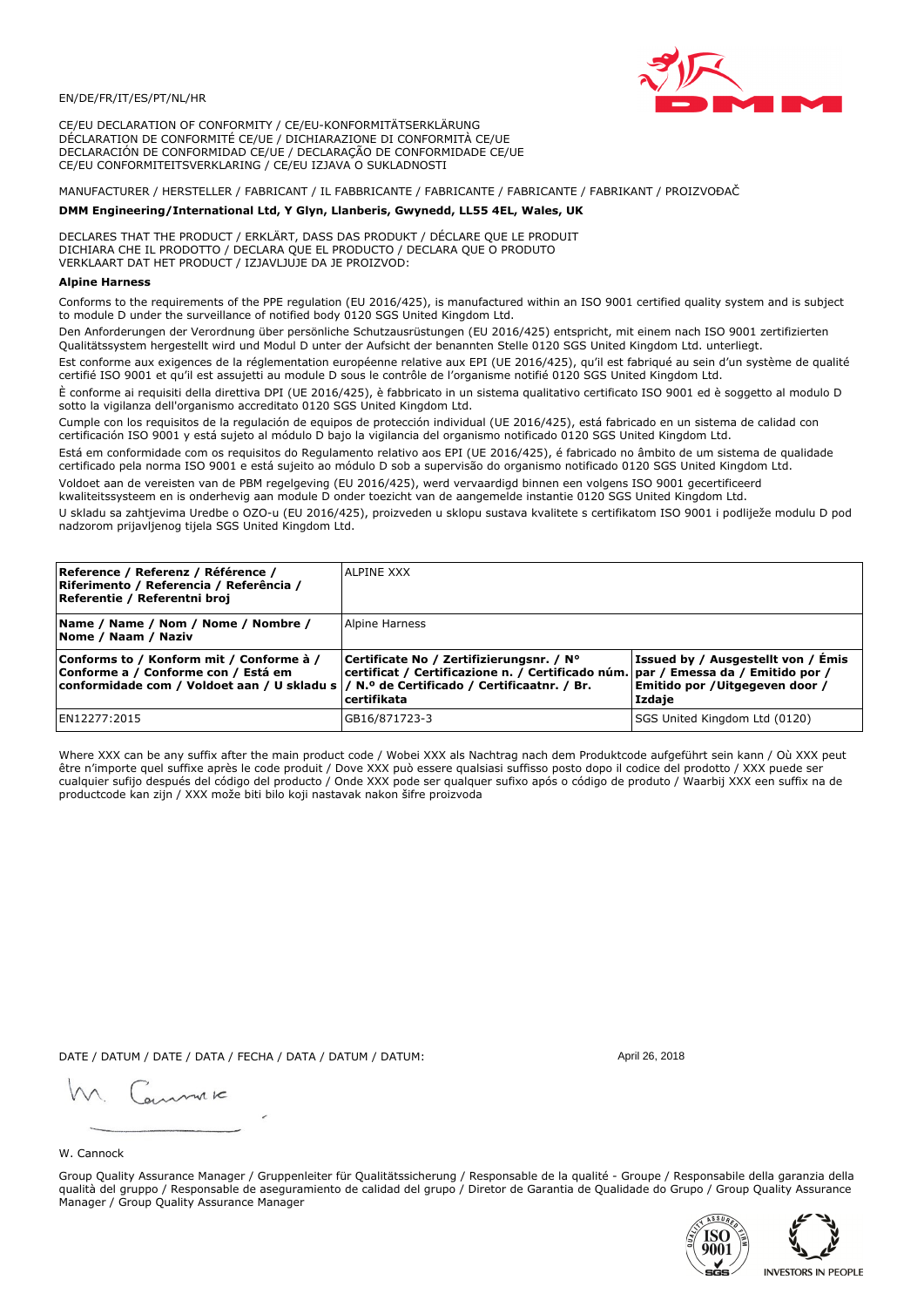EN/DE/FR/IT/ES/PT/NL/HR

CE/EU DECLARATION OF CONFORMITY / CE/EU-KONFORMITÄTSERKLÄRUNG
DÉCLARATION DE CONFORMITÉ CE/UE / DICHIARAZIONE DI CONFORMITÀ CE/UE
DECLARACIÓN DE CONFORMIDAD CE/UE / DECLARAÇÃO DE CONFORMIDADE CE/UE
CE/EU CONFORMITEITSVERKLARING / CE/EU IZJAVA O SUKLADNOSTI

MANUFACTURER / HERSTELLER / FABRICANT / IL FABBRICANTE / FABRICANTE / FABRICANTE / FABRIKANT / PROIZVOĐAČ

**DMM Engineering/International Ltd, Y Glyn, Llanberis, Gwynedd, LL55 4EL, Wales, UK**

DECLARES THAT THE PRODUCT / ERKLÄRT, DASS DAS PRODUKT / DÉCLARE QUE LE PRODUIT
DICHIARA CHE IL PRODOTTO / DECLARA QUE EL PRODUCTO / DECLARA QUE O PRODUTO
VERKLAART DAT HET PRODUCT / IZJAVLJUJE DA JE PROIZVOD:

**Alpine Harness**

Conforms to the requirements of the PPE regulation (EU 2016/425), is manufactured within an ISO 9001 certified quality system and is subject to module D under the surveillance of notified body 0120 SGS United Kingdom Ltd.

Den Anforderungen der Verordnung über persönliche Schutzausrüstungen (EU 2016/425) entspricht, mit einem nach ISO 9001 zertifizierten Qualitätssystem hergestellt wird und Modul D unter der Aufsicht der benannten Stelle 0120 SGS United Kingdom Ltd. unterliegt.

Est conforme aux exigences de la réglementation européenne relative aux EPI (UE 2016/425), qu'il est fabriqué au sein d'un système de qualité certifié ISO 9001 et qu'il est assujetti au module D sous le contrôle de l'organisme notifié 0120 SGS United Kingdom Ltd.

È conforme ai requisiti della direttiva DPI (UE 2016/425), è fabbricato in un sistema qualitativo certificato ISO 9001 ed è soggetto al modulo D sotto la vigilanza dell'organismo accreditato 0120 SGS United Kingdom Ltd.

Cumple con los requisitos de la regulación de equipos de protección individual (UE 2016/425), está fabricado en un sistema de calidad con certificación ISO 9001 y está sujeto al módulo D bajo la vigilancia del organismo notificado 0120 SGS United Kingdom Ltd.

Está em conformidade com os requisitos do Regulamento relativo aos EPI (UE 2016/425), é fabricado no âmbito de um sistema de qualidade certificado pela norma ISO 9001 e está sujeito ao módulo D sob a supervisão do organismo notificado 0120 SGS United Kingdom Ltd.

Voldoet aan de vereisten van de PBM regelgeving (EU 2016/425), werd vervaardigd binnen een volgens ISO 9001 gecertificeerd kwaliteitssysteem en is onderhevig aan module D onder toezicht van de aangemelde instantie 0120 SGS United Kingdom Ltd.

U skladu sa zahtjevima Uredbe o OZO-u (EU 2016/425), proizveden u sklopu sustava kvalitete s certifikatom ISO 9001 i podliježe modulu D pod nadzorom prijavljenog tijela SGS United Kingdom Ltd.

| **Reference / Referenz / Référence / Riferimento / Referencia / Referência / Referentie / Referentni broj** | ALPINE XXX | |
|---|---|---|
| **Name / Name / Nom / Nome / Nombre / Nome / Naam / Naziv** | Alpine Harness | |
| **Conforms to / Konform mit / Conforme à / Conforme a / Conforme con / Está em conformidade com / Voldoet aan / U skladu s** | **Certificate No / Zertifizierungsnr. / N° certificat / Certificazione n. / Certificado núm. / N.º de Certificado / Certificaatnr. / Br. certifikata** | **Issued by / Ausgestellt von / Émis par / Emessa da / Emitido por / Emitido por / Uitgegeven door / Izdaje** |
| EN12277:2015 | GB16/871723-3 | SGS United Kingdom Ltd (0120) |

Where XXX can be any suffix after the main product code / Wobei XXX als Nachtrag nach dem Produktcode aufgeführt sein kann / Où XXX peut être n'importe quel suffixe après le code produit / Dove XXX può essere qualsiasi suffisso posto dopo il codice del prodotto / XXX puede ser cualquier sufijo después del código del producto / Onde XXX pode ser qualquer sufixo após o código de produto / Waarbij XXX een suffix na de productcode kan zijn / XXX može biti bilo koji nastavak nakon šifre proizvoda

DATE / DATUM / DATE / DATA / FECHA / DATA / DATUM / DATUM: April 26, 2018

W. Cannock

Group Quality Assurance Manager / Gruppenleiter für Qualitätssicherung / Responsable de la qualité - Groupe / Responsabile della garanzia della qualità del gruppo / Responsable de aseguramiento de calidad del grupo / Diretor de Garantia de Qualidade do Grupo / Group Quality Assurance Manager / Group Quality Assurance Manager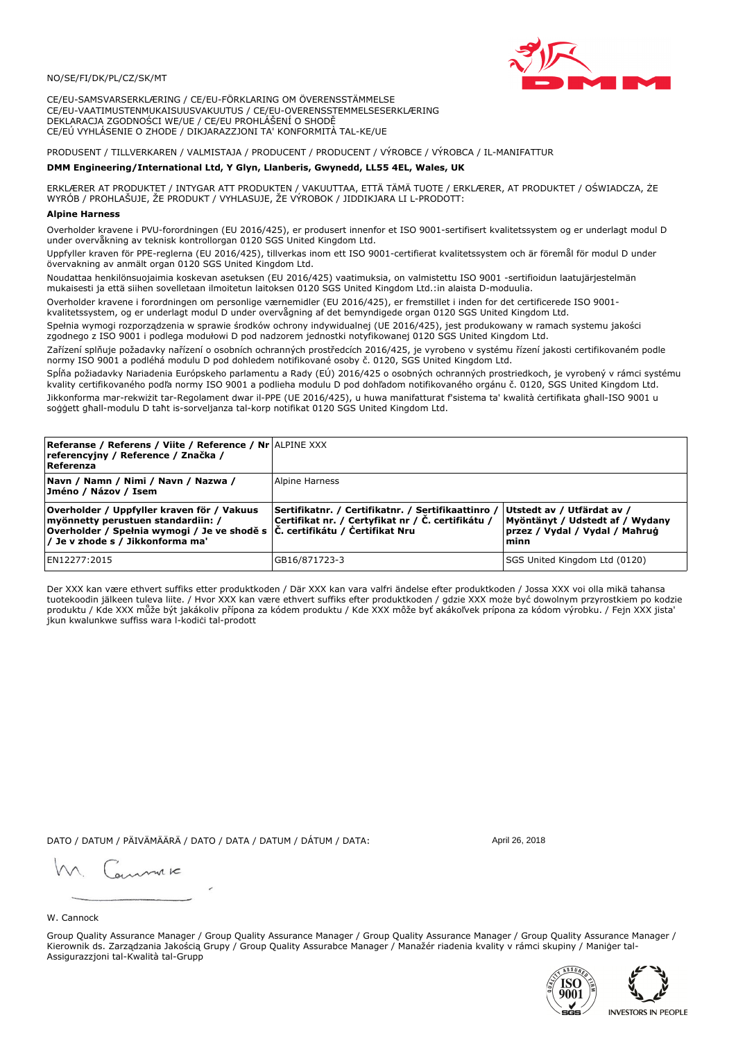NO/SE/FI/DK/PL/CZ/SK/MT

CE/EU-SAMSVARSERKLÆRING / CE/EU-FÖRKLARING OM ÖVERENSSTÄMMELSE
CE/EU-VAATIMUSTENMUKAISUUSVAKUUTUS / CE/EU-OVERENSSTEMMELSESERKLÆRING
DEKLARACJA ZGODNOŚCI WE/UE / CE/EU PROHLÁŠENÍ O SHODĚ
CE/EÚ VYHLÁSENIE O ZHODE / DIKJARAZZJONI TA' KONFORMITÀ TAL-KE/UE

PRODUSENT / TILLVERKAREN / VALMISTAJA / PRODUCENT / PRODUCENT / VÝROBCE / VÝROBCA / IL-MANIFATTUR

**DMM Engineering/International Ltd, Y Glyn, Llanberis, Gwynedd, LL55 4EL, Wales, UK**

ERKLÆRER AT PRODUKTET / INTYGAR ATT PRODUKTEN / VAKUUTTAA, ETTÄ TÄMÄ TUOTE / ERKLÆRER, AT PRODUKTET / OŚWIADCZA, ŻE WYRÓB / PROHLAŠUJE, ŽE PRODUKT / VYHLASUJE, ŽE VÝROBOK / JIDDIKJARA LI L-PRODOTT:

**Alpine Harness**

Overholder kravene i PVU-forordningen (EU 2016/425), er produsert innenfor et ISO 9001-sertifisert kvalitetssystem og er underlagt modul D under overvåkning av teknisk kontrollorgan 0120 SGS United Kingdom Ltd.

Uppfyller kraven för PPE-reglerna (EU 2016/425), tillverkas inom ett ISO 9001-certifierat kvalitetssystem och är föremål för modul D under övervakning av anmält organ 0120 SGS United Kingdom Ltd.

Noudattaa henkilönsuojaimia koskevan asetuksen (EU 2016/425) vaatimuksia, on valmistettu ISO 9001 -sertifioidun laatujärjestelmän mukaisesti ja että siihen sovelletaan ilmoitetun laitoksen 0120 SGS United Kingdom Ltd.:in alaista D-moduulia.

Overholder kravene i forordningen om personlige værnemidler (EU 2016/425), er fremstillet i inden for det certificerede ISO 9001-kvalitetssystem, og er underlagt modul D under overvågning af det bemyndigede organ 0120 SGS United Kingdom Ltd.

Spełnia wymogi rozporządzenia w sprawie środków ochrony indywidualnej (UE 2016/425), jest produkowany w ramach systemu jakości zgodnego z ISO 9001 i podlega modułowi D pod nadzorem jednostki notyfikowanej 0120 SGS United Kingdom Ltd.

Zařízení splňuje požadavky nařízení o osobních ochranných prostředcích 2016/425, je vyrobeno v systému řízení jakosti certifikovaném podle normy ISO 9001 a podléhá modulu D pod dohledem notifikované osoby č. 0120, SGS United Kingdom Ltd.

Spĺňa požiadavky Nariadenia Európskeho parlamentu a Rady (EÚ) 2016/425 o osobných ochranných prostriedkoch, je vyrobený v rámci systému kvality certifikovaného podľa normy ISO 9001 a podlieha modulu D pod dohľadom notifikovaného orgánu č. 0120, SGS United Kingdom Ltd.

Jikkonforma mar-rekwiżit tar-Regolament dwar il-PPE (UE 2016/425), u huwa manifatturat f'sistema ta' kwalità ċertifikata għall-ISO 9001 u soġġett għall-modulu D taħt is-sorveljanza tal-korp notifikat 0120 SGS United Kingdom Ltd.

| **Referanse / Referens / Viite / Reference / Nr referencyjny / Reference / Značka / Referenza** | ALPINE XXX | |
|---|---|---|
| **Navn / Namn / Nimi / Navn / Nazwa / Jméno / Názov / Isem** | Alpine Harness | |
| **Overholder / Uppfyller kraven för / Vakuus myönnetty perustuen standardiin: / Overholder / Spełnia wymogi / Je ve shodě s / Je v zhode s / Jikkonforma ma'** | **Sertifikatnr. / Certifikatnr. / Sertifikaattinro / Certifikat nr. / Certyfikat nr / Č. certifikátu / Č. certifikátu / Ċertifikat Nru** | **Utstedt av / Utfärdat av / Myöntänyt / Udstedt af / Wydany przez / Vydal / Vydal / Maħruġ minn** |
| EN12277:2015 | GB16/871723-3 | SGS United Kingdom Ltd (0120) |

Der XXX kan være ethvert suffiks etter produktkoden / Där XXX kan vara valfri ändelse efter produktkoden / Jossa XXX voi olla mikä tahansa tuotekoodin jälkeen tuleva liite. / Hvor XXX kan være ethvert suffiks efter produktkoden / gdzie XXX może być dowolnym przyrostkiem po kodzie produktu / Kde XXX může být jakákoliv přípona za kódem produktu / Kde XXX môže byť akákoľvek prípona za kódom výrobku. / Fejn XXX jista' jkun kwalunkwe suffiss wara l-kodiċi tal-prodott

DATO / DATUM / PÄIVÄMÄÄRÄ / DATO / DATA / DATUM / DÁTUM / DATA: April 26, 2018

W. Cannock

Group Quality Assurance Manager / Group Quality Assurance Manager / Group Quality Assurance Manager / Group Quality Assurance Manager / Kierownik ds. Zarządzania Jakością Grupy / Group Quality Assurabce Manager / Manažér riadenia kvality v rámci skupiny / Maniġer tal-Assigurazzjoni tal-Kwalità tal-Grupp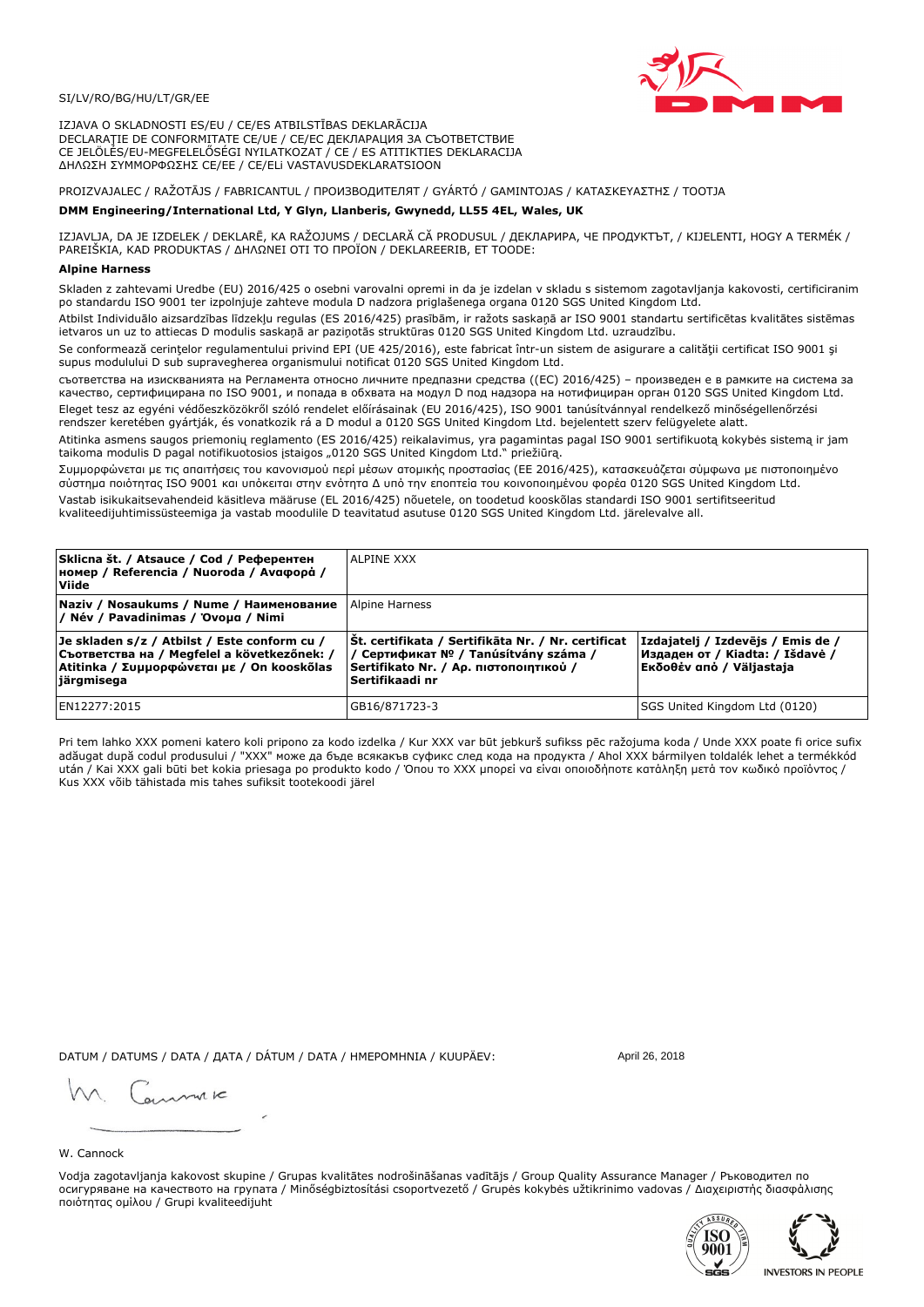SI/LV/RO/BG/HU/LT/GR/EE

IZJAVA O SKLADNOSTI ES/EU / CE/ES ATBILSTĪBAS DEKLARĀCIJA
DECLARAȚIE DE CONFORMITATE CE/UE / CE/ЕС ДЕКЛАРАЦИЯ ЗА СЪОТВЕТСТВИЕ
CE JELÖLÉS/EU-MEGFELELŐSÉGI NYILATKOZAT / CE / ES ATITIKTIES DEKLARACIJA
ΔΗΛΩΣΗ ΣΥΜΜΟΡΦΩΣΗΣ CE/ΕΕ / CE/ELi VASTAVUSDEKLARATSIOON

PROIZVAJALEC / RAŽOTĀJS / FABRICANTUL / ПРОИЗВОДИТЕЛЯТ / GYÁRTÓ / GAMINTOJAS / ΚΑΤΑΣΚΕΥΑΣΤΗΣ / TOOTJA

**DMM Engineering/International Ltd, Y Glyn, Llanberis, Gwynedd, LL55 4EL, Wales, UK**

IZJAVLJA, DA JE IZDELEK / DEKLARĒ, KA RAŽOJUMS / DECLARĂ CĂ PRODUSUL / ДЕКЛАРИРА, ЧЕ ПРОДУКТЪТ, / KIJELENTI, HOGY A TERMÉK / PAREIŠKIA, KAD PRODUKTAS / ΔΗΛΩΝΕΙ ΟΤΙ ΤΟ ΠΡΟΪΟΝ / DEKLAREERIB, ET TOODE:

**Alpine Harness**

Skladen z zahtevami Uredbe (EU) 2016/425 o osebni varovalni opremi in da je izdelan v skladu s sistemom zagotavljanja kakovosti, certificiranim po standardu ISO 9001 ter izpolnjuje zahteve modula D nadzora priglašenega organa 0120 SGS United Kingdom Ltd.

Atbilst Individuālo aizsardzības līdzekļu regulas (ES 2016/425) prasībām, ir ražots saskaņā ar ISO 9001 standartu sertificētas kvalitātes sistēmas ietvaros un uz to attiecas D modulis saskaņā ar paziņotās struktūras 0120 SGS United Kingdom Ltd. uzraudzību.

Se conformează cerințelor regulamentului privind EPI (UE 425/2016), este fabricat într-un sistem de asigurare a calității certificat ISO 9001 și supus modulului D sub supravegherea organismului notificat 0120 SGS United Kingdom Ltd.

съответства на изискванията на Регламента относно личните предпазни средства ((ЕС) 2016/425) – произведен е в рамките на система за качество, сертифицирана по ISO 9001, и попада в обхвата на модул D под надзора на нотифициран орган 0120 SGS United Kingdom Ltd.

Eleget tesz az egyéni védőeszközökről szóló rendelet előírásainak (EU 2016/425), ISO 9001 tanúsítvánnyal rendelkező minőségellenőrzési rendszer keretében gyártják, és vonatkozik rá a D modul a 0120 SGS United Kingdom Ltd. bejelentett szerv felügyelete alatt.

Atitinka asmens saugos priemonių reglamento (ES 2016/425) reikalavimus, yra pagamintas pagal ISO 9001 sertifikuotą kokybės sistemą ir jam taikoma modulis D pagal notifikuotosios įstaigos „0120 SGS United Kingdom Ltd." priežiūrą.

Συμμορφώνεται με τις απαιτήσεις του κανονισμού περί μέσων ατομικής προστασίας (ΕΕ 2016/425), κατασκευάζεται σύμφωνα με πιστοποιημένο σύστημα ποιότητας ISO 9001 και υπόκειται στην ενότητα Δ υπό την εποπτεία του κοινοποιημένου φορέα 0120 SGS United Kingdom Ltd.

Vastab isikukaitsevahendeid käsitleva määruse (EL 2016/425) nõuetele, on toodetud kooskõlas standardi ISO 9001 sertifitseeritud kvaliteedijuhtimissüsteemiga ja vastab moodulile D teavitatud asutuse 0120 SGS United Kingdom Ltd. järelevalve all.

| | | |
|---|---|---|
| **Sklicna št. / Atsauce / Cod / Референтен номер / Referencia / Nuoroda / Αναφορά / Viide** | ALPINE XXX | |
| **Naziv / Nosaukums / Nume / Наименование / Név / Pavadinimas / Όνομα / Nimi** | Alpine Harness | |
| **Je skladen s/z / Atbilst / Este conform cu / Съответства на / Megfelel a következőnek: / Atitinka / Συμμορφώνεται με / On kooskõlas järgmisega** | **Št. certifikata / Sertifikāta Nr. / Nr. certificat / Сертификат № / Tanúsítvány száma / Sertifikato Nr. / Αρ. πιστοποιητικού / Sertifikaadi nr** | **Izdajatelj / Izdevējs / Emis de / Издаден от / Kiadta: / Išdavė / Εκδοθέν από / Väljastaja** |
| EN12277:2015 | GB16/871723-3 | SGS United Kingdom Ltd (0120) |

Pri tem lahko XXX pomeni katero koli pripono za kodo izdelka / Kur XXX var būt jebkurš sufikss pēc ražojuma koda / Unde XXX poate fi orice sufix adăugat după codul produsului / "XXX" може да бъде всякакъв суфикс след кода на продукта / Ahol XXX bármilyen toldalék lehet a termékkód után / Kai XXX gali būti bet kokia priesaga po produkto kodo / Όπου το XXX μπορεί να είναι οποιοδήποτε κατάληξη μετά τον κωδικό προϊόντος / Kus XXX võib tähistada mis tahes sufiksit tootekoodi järel

DATUM / DATUMS / DATA / ДАТА / DÁTUM / DATA / ΗΜΕΡΟΜΗΝΙΑ / KUUPÄEV: April 26, 2018

W. Cannock

Vodja zagotavljanja kakovost skupine / Grupas kvalitātes nodrošināšanas vadītājs / Group Quality Assurance Manager / Ръководител по осигуряване на качеството на групата / Minőségbiztosítási csoportvezető / Grupės kokybės užtikrinimo vadovas / Διαχειριστής διασφάλισης ποιότητας ομίλου / Grupi kvaliteedijuht

INVESTORS IN PEOPLE